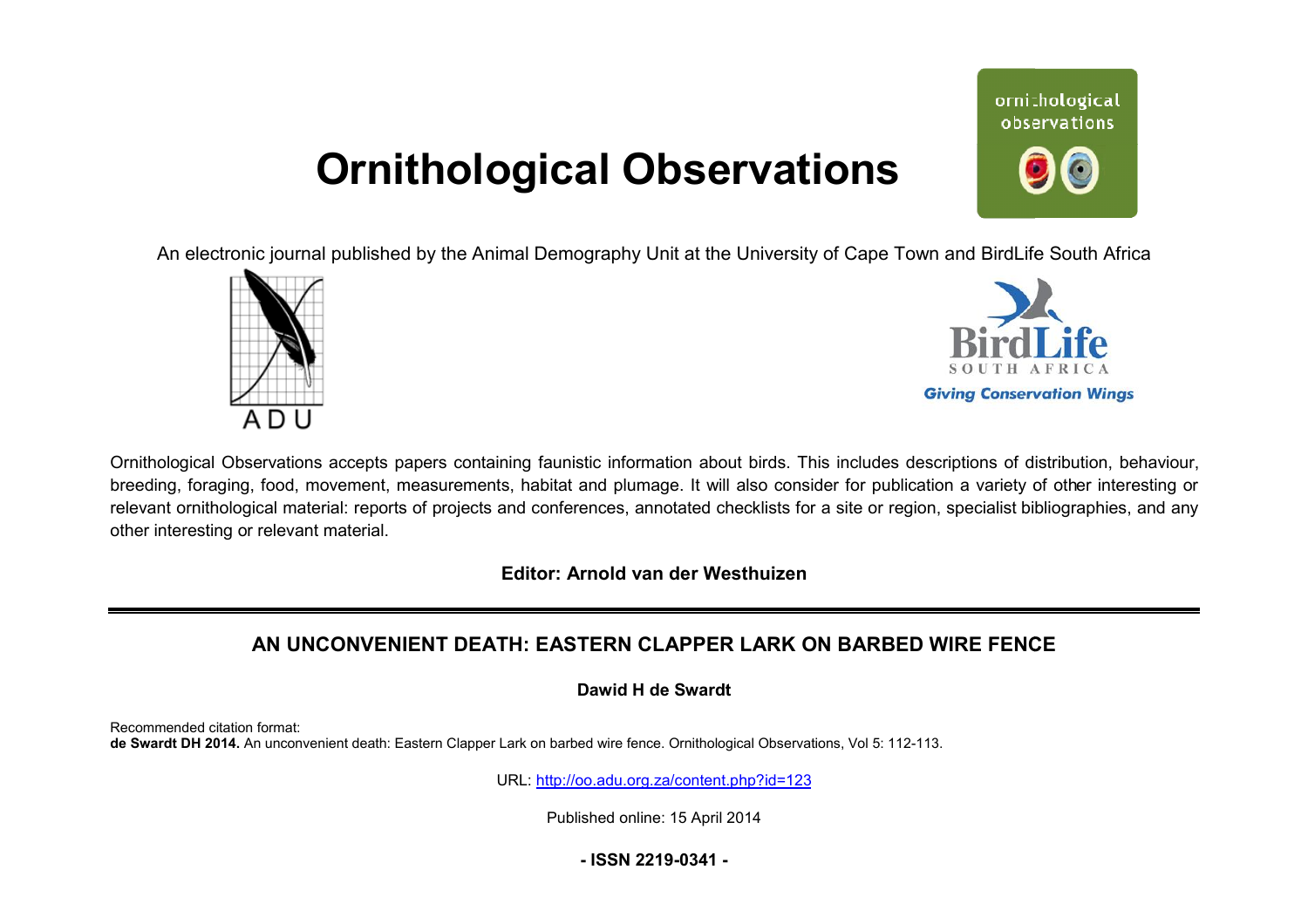# Ornithological Observations

An electronic journal published by the Animal Demography Unit at the University of Cape Town and BirdLife South Africa

Ornithological Observations accepts papers containing faunistic information about birds. This includes descriptions of distribution, behaviour, breeding, foraging, food, movement, measurements, habitat and plumage. It will also consider for publication a variety of other interesting or relevant ornithological material: reports of projects and conferences, annotated checklists for a site or region, specialist bibliographies, and any other interesting or relevant material.

**Editor: Arnold van der Westhuizen**

## AN UNCONVENIENT DEATH: EASTERN CLAPPER LARK ON BARBED WIRE FENCE

**Dawid H de Swardt**

Recommended citation format:
**de Swardt DH 2014.** An unconvenient death: Eastern Clapper Lark on barbed wire fence. Ornithological Observations, Vol 5: 112-113.

URL: http://oo.adu.org.za/content.php?id=123

Published online: 15 April 2014

**- ISSN 2219-0341 -**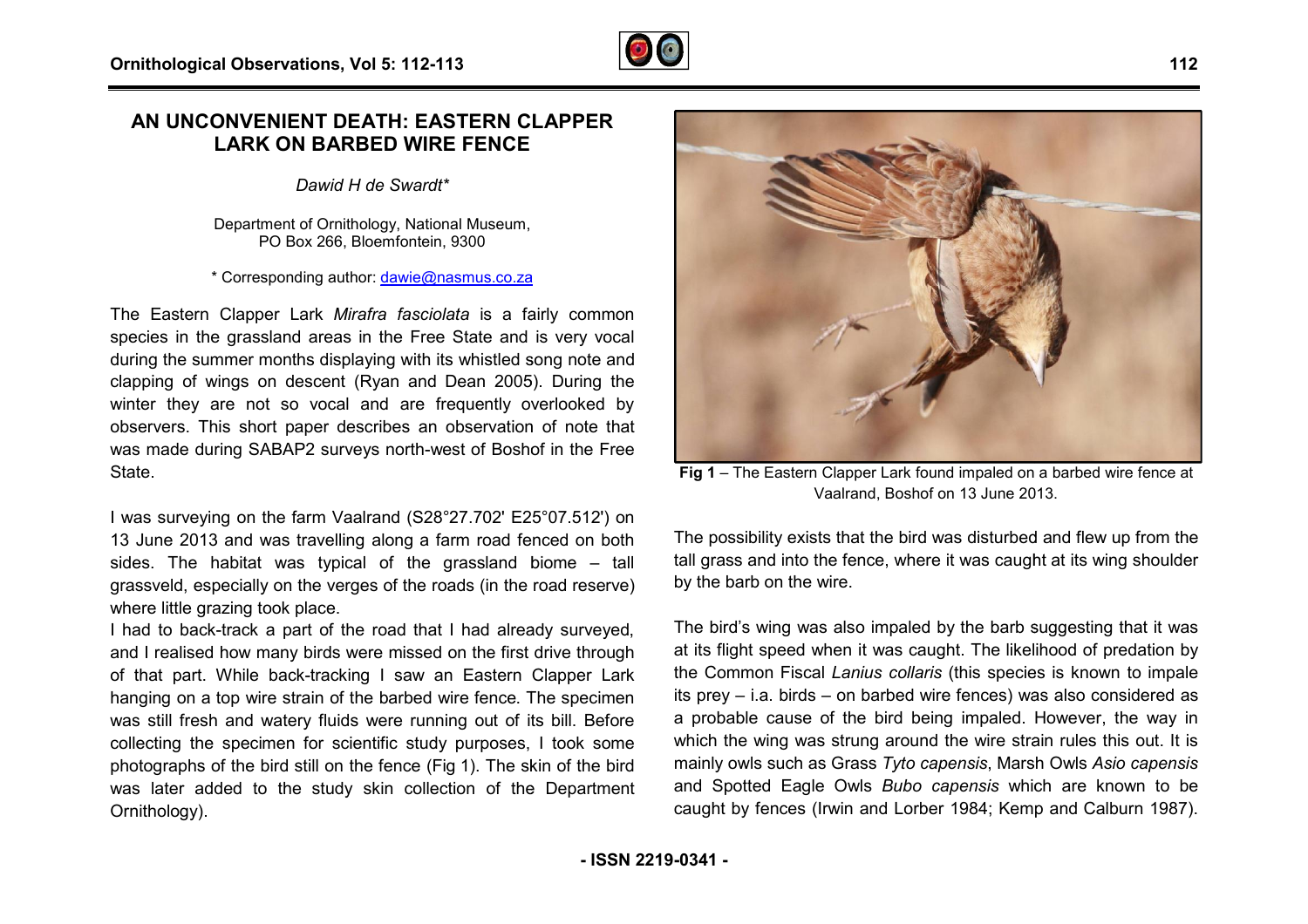# AN UNCONVENIENT DEATH: EASTERN CLAPPER LARK ON BARBED WIRE FENCE

*Dawid H de Swardt\**

Department of Ornithology, National Museum, PO Box 266, Bloemfontein, 9300

\* Corresponding author: dawie@nasmus.co.za

The Eastern Clapper Lark *Mirafra fasciolata* is a fairly common species in the grassland areas in the Free State and is very vocal during the summer months displaying with its whistled song note and clapping of wings on descent (Ryan and Dean 2005). During the winter they are not so vocal and are frequently overlooked by observers. This short paper describes an observation of note that was made during SABAP2 surveys north-west of Boshof in the Free State.

I was surveying on the farm Vaalrand (S28°27.702' E25°07.512') on 13 June 2013 and was travelling along a farm road fenced on both sides. The habitat was typical of the grassland biome – tall grassveld, especially on the verges of the roads (in the road reserve) where little grazing took place.

I had to back-track a part of the road that I had already surveyed, and I realised how many birds were missed on the first drive through of that part. While back-tracking I saw an Eastern Clapper Lark hanging on a top wire strain of the barbed wire fence. The specimen was still fresh and watery fluids were running out of its bill. Before collecting the specimen for scientific study purposes, I took some photographs of the bird still on the fence (Fig 1). The skin of the bird was later added to the study skin collection of the Department Ornithology).

**Fig 1** – The Eastern Clapper Lark found impaled on a barbed wire fence at Vaalrand, Boshof on 13 June 2013.

The possibility exists that the bird was disturbed and flew up from the tall grass and into the fence, where it was caught at its wing shoulder by the barb on the wire.

The bird's wing was also impaled by the barb suggesting that it was at its flight speed when it was caught. The likelihood of predation by the Common Fiscal *Lanius collaris* (this species is known to impale its prey – i.a. birds – on barbed wire fences) was also considered as a probable cause of the bird being impaled. However, the way in which the wing was strung around the wire strain rules this out. It is mainly owls such as Grass *Tyto capensis*, Marsh Owls *Asio capensis* and Spotted Eagle Owls *Bubo capensis* which are known to be caught by fences (Irwin and Lorber 1984; Kemp and Calburn 1987).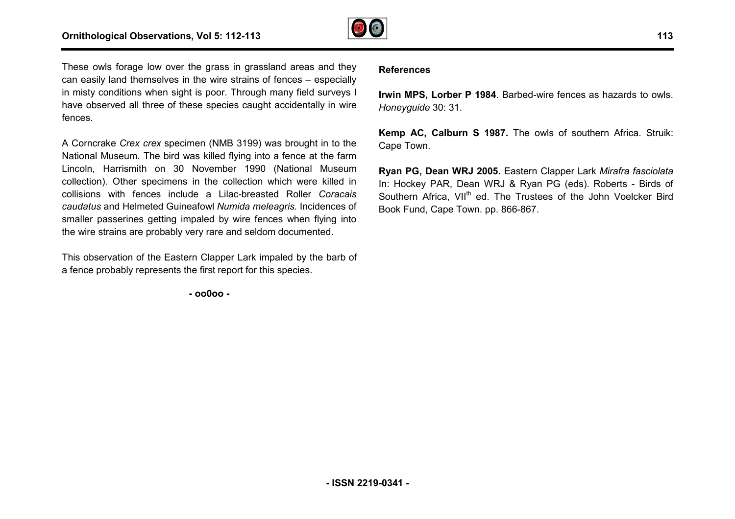These owls forage low over the grass in grassland areas and they can easily land themselves in the wire strains of fences – especially in misty conditions when sight is poor. Through many field surveys I have observed all three of these species caught accidentally in wire fences.

A Corncrake *Crex crex* specimen (NMB 3199) was brought in to the National Museum. The bird was killed flying into a fence at the farm Lincoln, Harrismith on 30 November 1990 (National Museum collection). Other specimens in the collection which were killed in collisions with fences include a Lilac-breasted Roller *Coracais caudatus* and Helmeted Guineafowl *Numida meleagris*. Incidences of smaller passerines getting impaled by wire fences when flying into the wire strains are probably very rare and seldom documented.

This observation of the Eastern Clapper Lark impaled by the barb of a fence probably represents the first report for this species.

- oo0oo -

## References

**Irwin MPS, Lorber P 1984**. Barbed-wire fences as hazards to owls. *Honeyguide* 30: 31.

**Kemp AC, Calburn S 1987.** The owls of southern Africa. Struik: Cape Town.

**Ryan PG, Dean WRJ 2005.** Eastern Clapper Lark *Mirafra fasciolata* In: Hockey PAR, Dean WRJ & Ryan PG (eds). Roberts - Birds of Southern Africa, VII$^{th}$ ed. The Trustees of the John Voelcker Bird Book Fund, Cape Town. pp. 866-867.